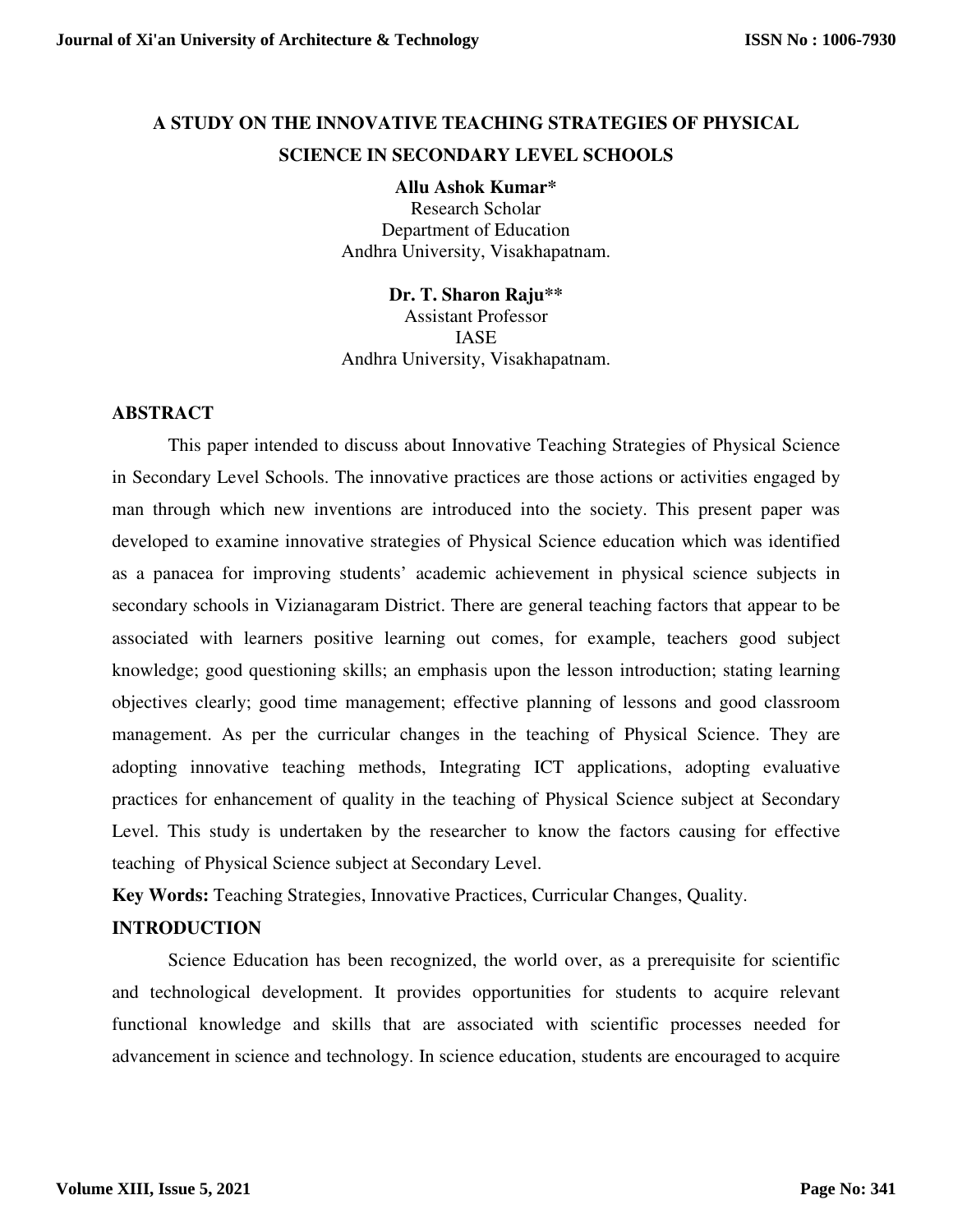# A STUDY ON THE INNOVATIVE TEACHING STRATEGIES OF PHYSICAL SCIENCE IN SECONDARY LEVEL SCHOOLS

**Allu Ashok Kumar***
Research Scholar
Department of Education
Andhra University, Visakhapatnam.

**Dr. T. Sharon Raju****
Assistant Professor
IASE
Andhra University, Visakhapatnam.

## ABSTRACT

This paper intended to discuss about Innovative Teaching Strategies of Physical Science in Secondary Level Schools. The innovative practices are those actions or activities engaged by man through which new inventions are introduced into the society. This present paper was developed to examine innovative strategies of Physical Science education which was identified as a panacea for improving students' academic achievement in physical science subjects in secondary schools in Vizianagaram District. There are general teaching factors that appear to be associated with learners positive learning out comes, for example, teachers good subject knowledge; good questioning skills; an emphasis upon the lesson introduction; stating learning objectives clearly; good time management; effective planning of lessons and good classroom management. As per the curricular changes in the teaching of Physical Science. They are adopting innovative teaching methods, Integrating ICT applications, adopting evaluative practices for enhancement of quality in the teaching of Physical Science subject at Secondary Level. This study is undertaken by the researcher to know the factors causing for effective teaching of Physical Science subject at Secondary Level.

**Key Words:** Teaching Strategies, Innovative Practices, Curricular Changes, Quality.

## INTRODUCTION

Science Education has been recognized, the world over, as a prerequisite for scientific and technological development. It provides opportunities for students to acquire relevant functional knowledge and skills that are associated with scientific processes needed for advancement in science and technology. In science education, students are encouraged to acquire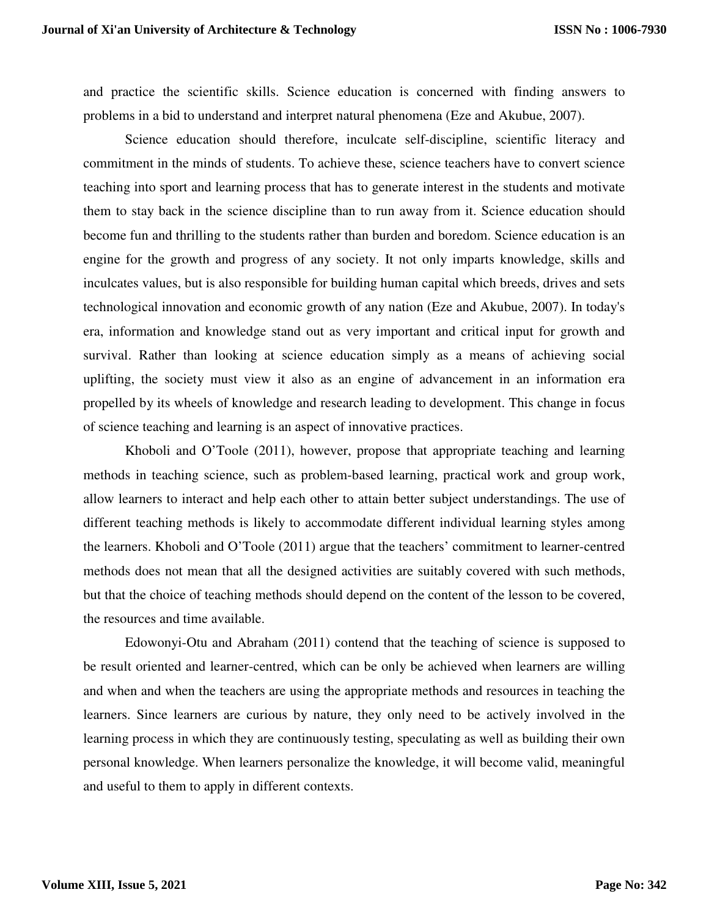and practice the scientific skills. Science education is concerned with finding answers to problems in a bid to understand and interpret natural phenomena (Eze and Akubue, 2007).

Science education should therefore, inculcate self-discipline, scientific literacy and commitment in the minds of students. To achieve these, science teachers have to convert science teaching into sport and learning process that has to generate interest in the students and motivate them to stay back in the science discipline than to run away from it. Science education should become fun and thrilling to the students rather than burden and boredom. Science education is an engine for the growth and progress of any society. It not only imparts knowledge, skills and inculcates values, but is also responsible for building human capital which breeds, drives and sets technological innovation and economic growth of any nation (Eze and Akubue, 2007). In today's era, information and knowledge stand out as very important and critical input for growth and survival. Rather than looking at science education simply as a means of achieving social uplifting, the society must view it also as an engine of advancement in an information era propelled by its wheels of knowledge and research leading to development. This change in focus of science teaching and learning is an aspect of innovative practices.

Khoboli and O'Toole (2011), however, propose that appropriate teaching and learning methods in teaching science, such as problem-based learning, practical work and group work, allow learners to interact and help each other to attain better subject understandings. The use of different teaching methods is likely to accommodate different individual learning styles among the learners. Khoboli and O'Toole (2011) argue that the teachers' commitment to learner-centred methods does not mean that all the designed activities are suitably covered with such methods, but that the choice of teaching methods should depend on the content of the lesson to be covered, the resources and time available.

Edowonyi-Otu and Abraham (2011) contend that the teaching of science is supposed to be result oriented and learner-centred, which can be only be achieved when learners are willing and when and when the teachers are using the appropriate methods and resources in teaching the learners. Since learners are curious by nature, they only need to be actively involved in the learning process in which they are continuously testing, speculating as well as building their own personal knowledge. When learners personalize the knowledge, it will become valid, meaningful and useful to them to apply in different contexts.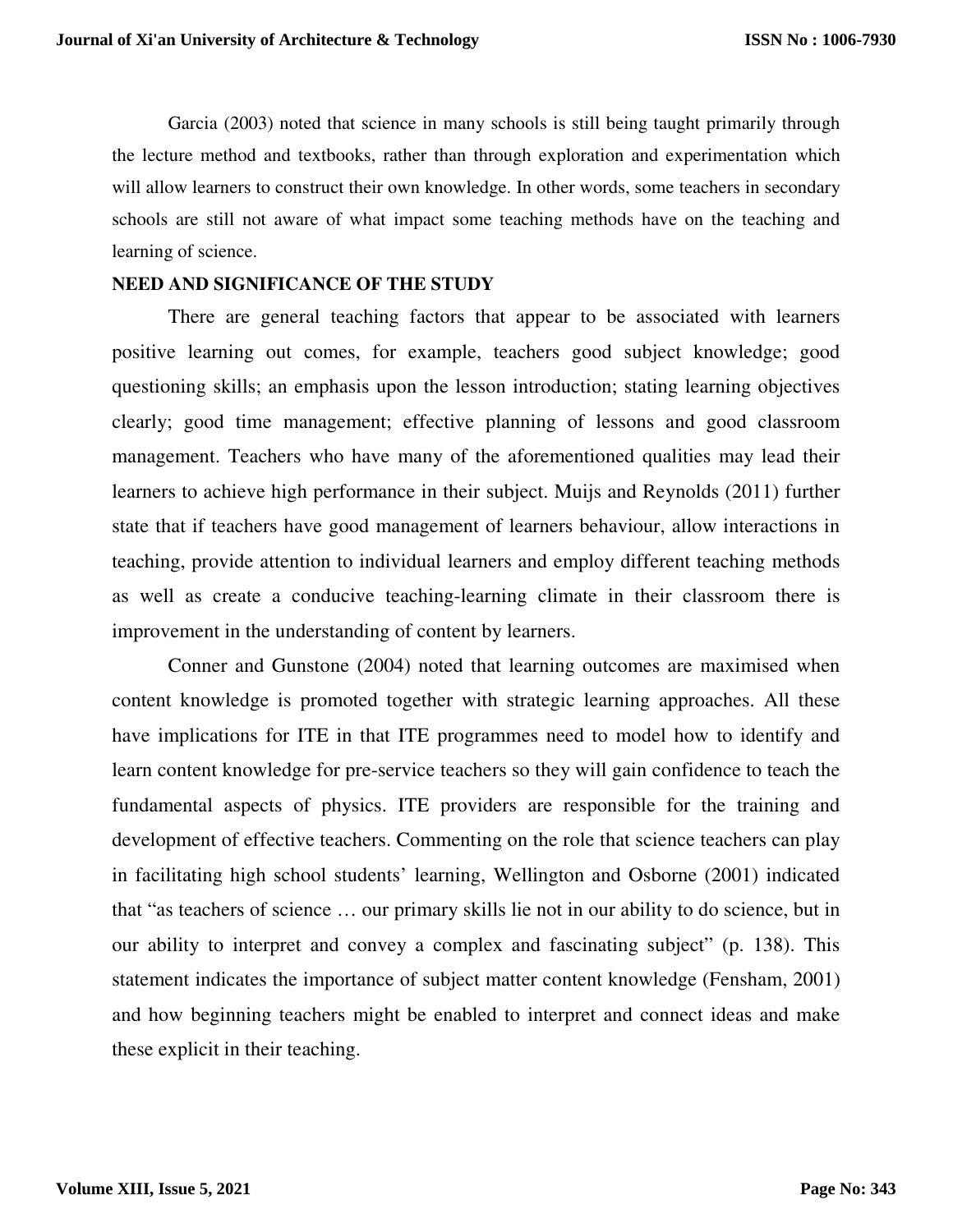Garcia (2003) noted that science in many schools is still being taught primarily through the lecture method and textbooks, rather than through exploration and experimentation which will allow learners to construct their own knowledge. In other words, some teachers in secondary schools are still not aware of what impact some teaching methods have on the teaching and learning of science.

## NEED AND SIGNIFICANCE OF THE STUDY

There are general teaching factors that appear to be associated with learners positive learning out comes, for example, teachers good subject knowledge; good questioning skills; an emphasis upon the lesson introduction; stating learning objectives clearly; good time management; effective planning of lessons and good classroom management. Teachers who have many of the aforementioned qualities may lead their learners to achieve high performance in their subject. Muijs and Reynolds (2011) further state that if teachers have good management of learners behaviour, allow interactions in teaching, provide attention to individual learners and employ different teaching methods as well as create a conducive teaching-learning climate in their classroom there is improvement in the understanding of content by learners.

Conner and Gunstone (2004) noted that learning outcomes are maximised when content knowledge is promoted together with strategic learning approaches. All these have implications for ITE in that ITE programmes need to model how to identify and learn content knowledge for pre-service teachers so they will gain confidence to teach the fundamental aspects of physics. ITE providers are responsible for the training and development of effective teachers. Commenting on the role that science teachers can play in facilitating high school students' learning, Wellington and Osborne (2001) indicated that "as teachers of science … our primary skills lie not in our ability to do science, but in our ability to interpret and convey a complex and fascinating subject" (p. 138). This statement indicates the importance of subject matter content knowledge (Fensham, 2001) and how beginning teachers might be enabled to interpret and connect ideas and make these explicit in their teaching.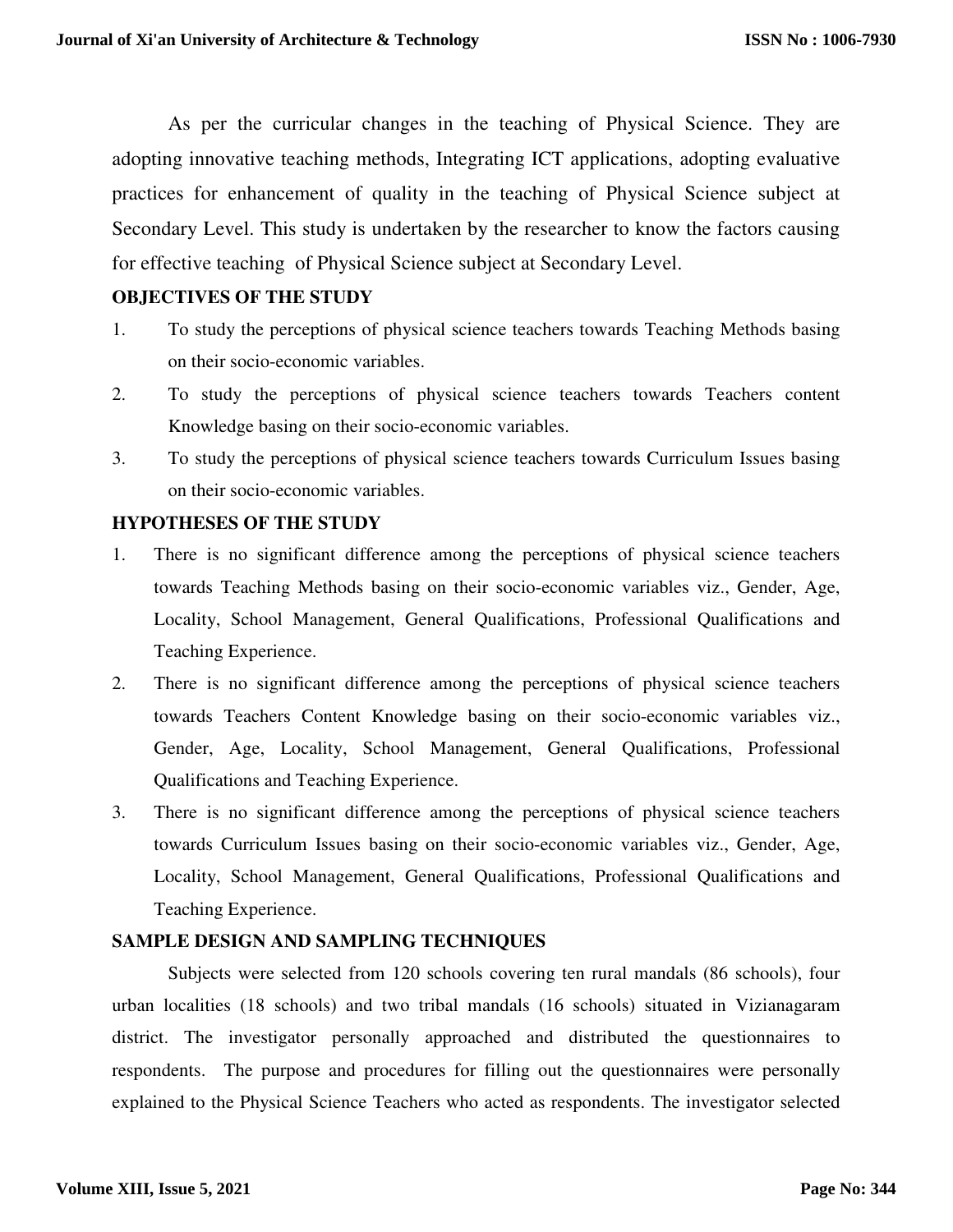As per the curricular changes in the teaching of Physical Science. They are adopting innovative teaching methods, Integrating ICT applications, adopting evaluative practices for enhancement of quality in the teaching of Physical Science subject at Secondary Level. This study is undertaken by the researcher to know the factors causing for effective teaching of Physical Science subject at Secondary Level.

## OBJECTIVES OF THE STUDY

1. To study the perceptions of physical science teachers towards Teaching Methods basing on their socio-economic variables.
2. To study the perceptions of physical science teachers towards Teachers content Knowledge basing on their socio-economic variables.
3. To study the perceptions of physical science teachers towards Curriculum Issues basing on their socio-economic variables.

## HYPOTHESES OF THE STUDY

1. There is no significant difference among the perceptions of physical science teachers towards Teaching Methods basing on their socio-economic variables viz., Gender, Age, Locality, School Management, General Qualifications, Professional Qualifications and Teaching Experience.
2. There is no significant difference among the perceptions of physical science teachers towards Teachers Content Knowledge basing on their socio-economic variables viz., Gender, Age, Locality, School Management, General Qualifications, Professional Qualifications and Teaching Experience.
3. There is no significant difference among the perceptions of physical science teachers towards Curriculum Issues basing on their socio-economic variables viz., Gender, Age, Locality, School Management, General Qualifications, Professional Qualifications and Teaching Experience.

## SAMPLE DESIGN AND SAMPLING TECHNIQUES

Subjects were selected from 120 schools covering ten rural mandals (86 schools), four urban localities (18 schools) and two tribal mandals (16 schools) situated in Vizianagaram district. The investigator personally approached and distributed the questionnaires to respondents. The purpose and procedures for filling out the questionnaires were personally explained to the Physical Science Teachers who acted as respondents. The investigator selected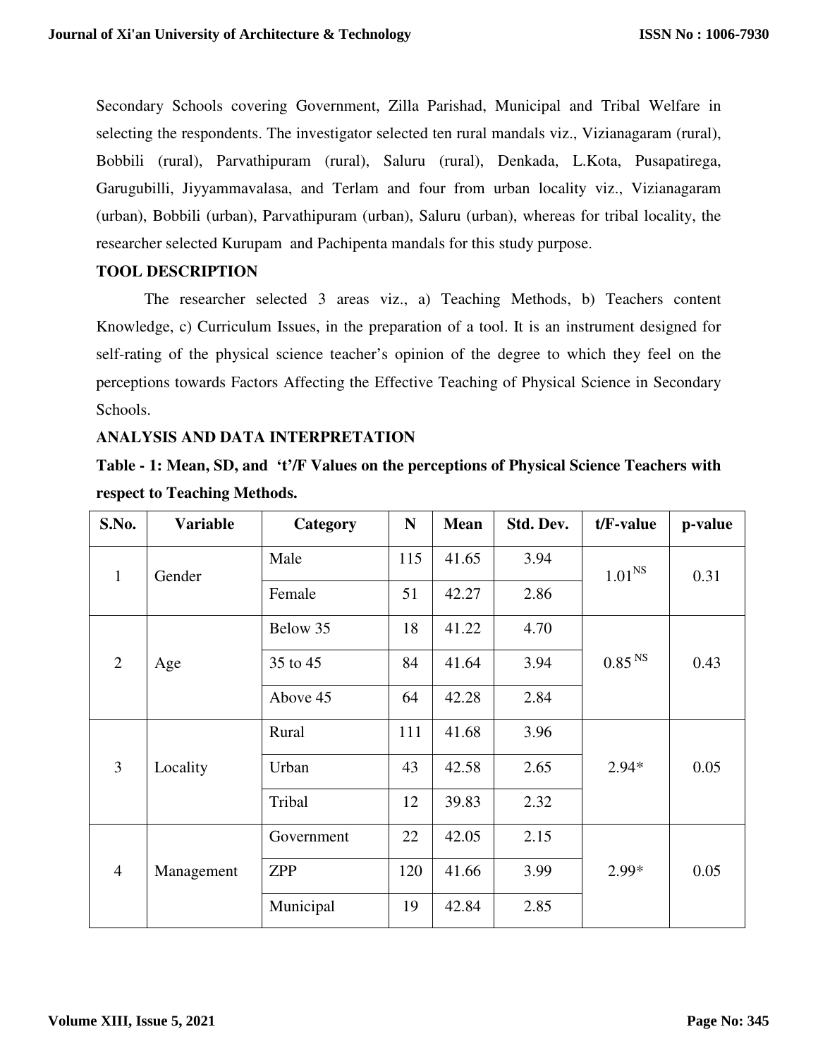Secondary Schools covering Government, Zilla Parishad, Municipal and Tribal Welfare in selecting the respondents. The investigator selected ten rural mandals viz., Vizianagaram (rural), Bobbili (rural), Parvathipuram (rural), Saluru (rural), Denkada, L.Kota, Pusapatirega, Garugubilli, Jiyyammavalasa, and Terlam and four from urban locality viz., Vizianagaram (urban), Bobbili (urban), Parvathipuram (urban), Saluru (urban), whereas for tribal locality, the researcher selected Kurupam and Pachipenta mandals for this study purpose.

## TOOL DESCRIPTION

The researcher selected 3 areas viz., a) Teaching Methods, b) Teachers content Knowledge, c) Curriculum Issues, in the preparation of a tool. It is an instrument designed for self-rating of the physical science teacher's opinion of the degree to which they feel on the perceptions towards Factors Affecting the Effective Teaching of Physical Science in Secondary Schools.

## ANALYSIS AND DATA INTERPRETATION

**Table - 1: Mean, SD, and 't'/F Values on the perceptions of Physical Science Teachers with respect to Teaching Methods.**

| S.No. | Variable | Category | N | Mean | Std. Dev. | t/F-value | p-value |
|---|---|---|---|---|---|---|---|
| 1 | Gender | Male | 115 | 41.65 | 3.94 | 1.01 NS | 0.31 |
| | | Female | 51 | 42.27 | 2.86 | | |
| 2 | Age | Below 35 | 18 | 41.22 | 4.70 | 0.85 NS | 0.43 |
| | | 35 to 45 | 84 | 41.64 | 3.94 | | |
| | | Above 45 | 64 | 42.28 | 2.84 | | |
| 3 | Locality | Rural | 111 | 41.68 | 3.96 | 2.94* | 0.05 |
| | | Urban | 43 | 42.58 | 2.65 | | |
| | | Tribal | 12 | 39.83 | 2.32 | | |
| 4 | Management | Government | 22 | 42.05 | 2.15 | 2.99* | 0.05 |
| | | ZPP | 120 | 41.66 | 3.99 | | |
| | | Municipal | 19 | 42.84 | 2.85 | | |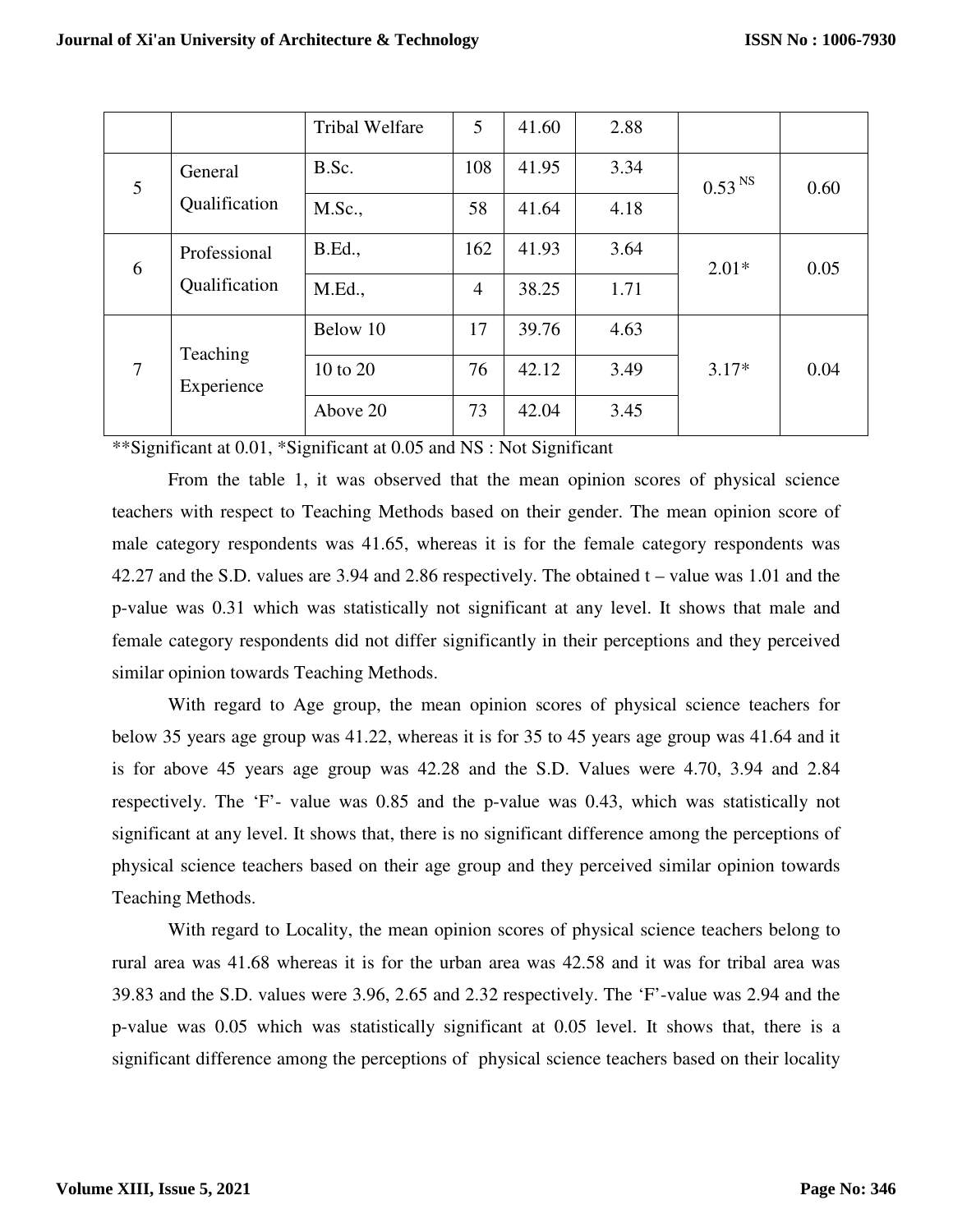| | | Tribal Welfare | 5 | 41.60 | 2.88 | | |
|---|---|---|---|---|---|---|---|
| 5 | General Qualification | B.Sc. | 108 | 41.95 | 3.34 | 0.53 [NS] | 0.60 |
| | | M.Sc., | 58 | 41.64 | 4.18 | | |
| 6 | Professional Qualification | B.Ed., | 162 | 41.93 | 3.64 | 2.01* | 0.05 |
| | | M.Ed., | 4 | 38.25 | 1.71 | | |
| 7 | Teaching Experience | Below 10 | 17 | 39.76 | 4.63 | 3.17* | 0.04 |
| | | 10 to 20 | 76 | 42.12 | 3.49 | | |
| | | Above 20 | 73 | 42.04 | 3.45 | | |

**Significant at 0.01, *Significant at 0.05 and NS : Not Significant

From the table 1, it was observed that the mean opinion scores of physical science teachers with respect to Teaching Methods based on their gender. The mean opinion score of male category respondents was 41.65, whereas it is for the female category respondents was 42.27 and the S.D. values are 3.94 and 2.86 respectively. The obtained t – value was 1.01 and the p-value was 0.31 which was statistically not significant at any level. It shows that male and female category respondents did not differ significantly in their perceptions and they perceived similar opinion towards Teaching Methods.

With regard to Age group, the mean opinion scores of physical science teachers for below 35 years age group was 41.22, whereas it is for 35 to 45 years age group was 41.64 and it is for above 45 years age group was 42.28 and the S.D. Values were 4.70, 3.94 and 2.84 respectively. The 'F'- value was 0.85 and the p-value was 0.43, which was statistically not significant at any level. It shows that, there is no significant difference among the perceptions of physical science teachers based on their age group and they perceived similar opinion towards Teaching Methods.

With regard to Locality, the mean opinion scores of physical science teachers belong to rural area was 41.68 whereas it is for the urban area was 42.58 and it was for tribal area was 39.83 and the S.D. values were 3.96, 2.65 and 2.32 respectively. The 'F'-value was 2.94 and the p-value was 0.05 which was statistically significant at 0.05 level. It shows that, there is a significant difference among the perceptions of physical science teachers based on their locality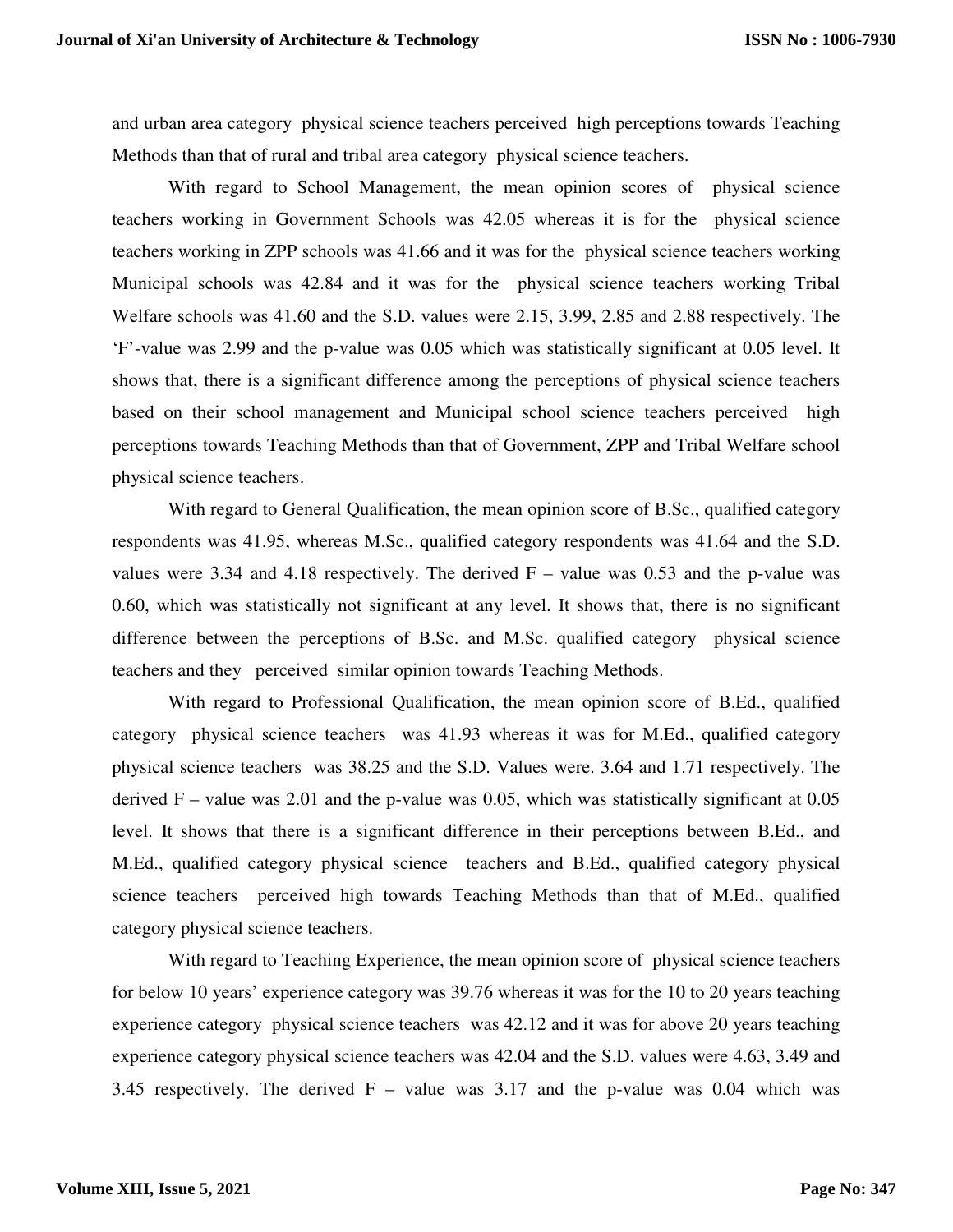and urban area category physical science teachers perceived high perceptions towards Teaching Methods than that of rural and tribal area category physical science teachers.

With regard to School Management, the mean opinion scores of physical science teachers working in Government Schools was 42.05 whereas it is for the physical science teachers working in ZPP schools was 41.66 and it was for the physical science teachers working Municipal schools was 42.84 and it was for the physical science teachers working Tribal Welfare schools was 41.60 and the S.D. values were 2.15, 3.99, 2.85 and 2.88 respectively. The 'F'-value was 2.99 and the p-value was 0.05 which was statistically significant at 0.05 level. It shows that, there is a significant difference among the perceptions of physical science teachers based on their school management and Municipal school science teachers perceived high perceptions towards Teaching Methods than that of Government, ZPP and Tribal Welfare school physical science teachers.

With regard to General Qualification, the mean opinion score of B.Sc., qualified category respondents was 41.95, whereas M.Sc., qualified category respondents was 41.64 and the S.D. values were 3.34 and 4.18 respectively. The derived F – value was 0.53 and the p-value was 0.60, which was statistically not significant at any level. It shows that, there is no significant difference between the perceptions of B.Sc. and M.Sc. qualified category physical science teachers and they perceived similar opinion towards Teaching Methods.

With regard to Professional Qualification, the mean opinion score of B.Ed., qualified category physical science teachers was 41.93 whereas it was for M.Ed., qualified category physical science teachers was 38.25 and the S.D. Values were. 3.64 and 1.71 respectively. The derived F – value was 2.01 and the p-value was 0.05, which was statistically significant at 0.05 level. It shows that there is a significant difference in their perceptions between B.Ed., and M.Ed., qualified category physical science teachers and B.Ed., qualified category physical science teachers perceived high towards Teaching Methods than that of M.Ed., qualified category physical science teachers.

With regard to Teaching Experience, the mean opinion score of physical science teachers for below 10 years' experience category was 39.76 whereas it was for the 10 to 20 years teaching experience category physical science teachers was 42.12 and it was for above 20 years teaching experience category physical science teachers was 42.04 and the S.D. values were 4.63, 3.49 and 3.45 respectively. The derived F – value was 3.17 and the p-value was 0.04 which was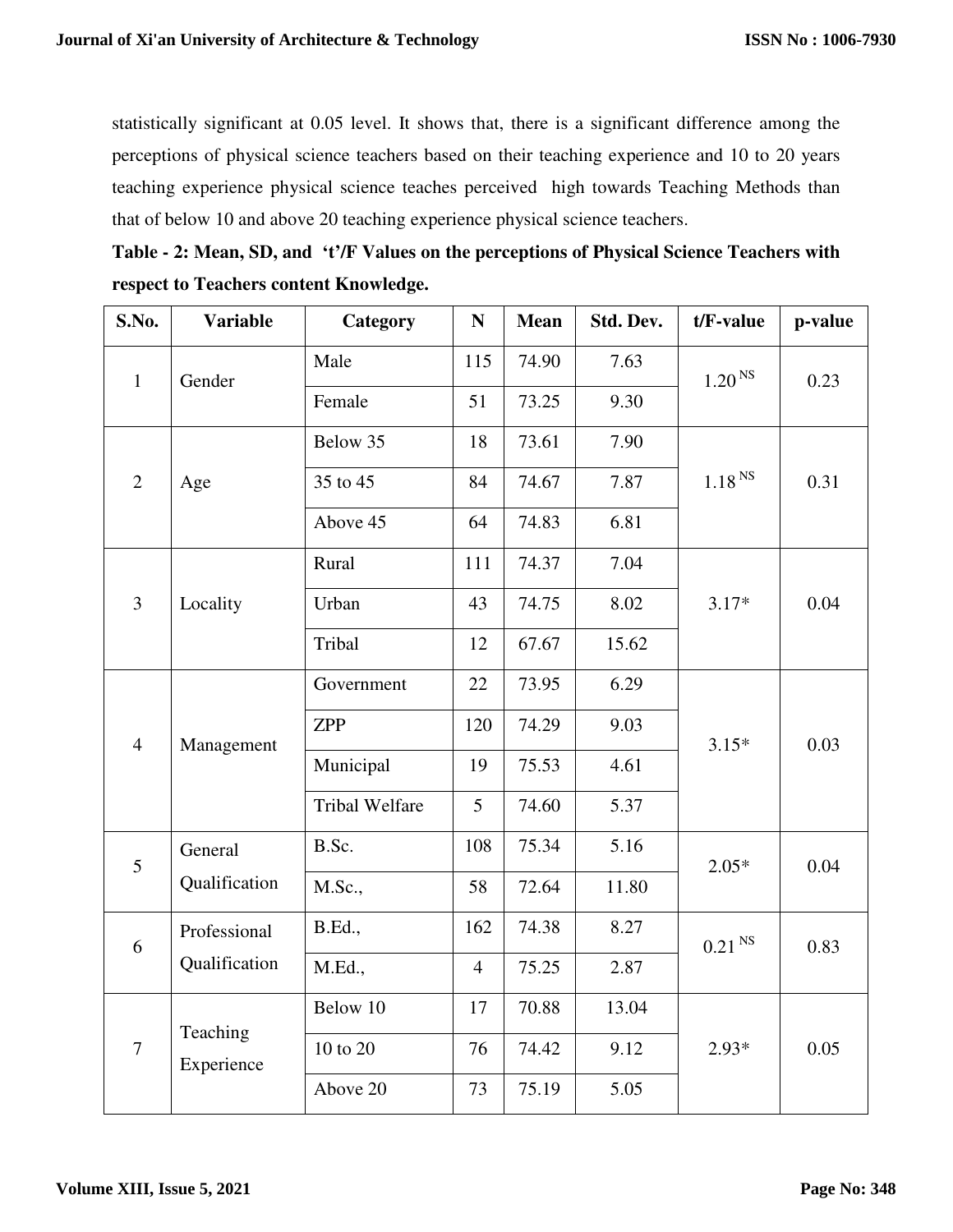statistically significant at 0.05 level. It shows that, there is a significant difference among the perceptions of physical science teachers based on their teaching experience and 10 to 20 years teaching experience physical science teaches perceived high towards Teaching Methods than that of below 10 and above 20 teaching experience physical science teachers.

**Table - 2: Mean, SD, and 't'/F Values on the perceptions of Physical Science Teachers with respect to Teachers content Knowledge.**

| S.No. | Variable | Category | N | Mean | Std. Dev. | t/F-value | p-value |
|---|---|---|---|---|---|---|---|
| 1 | Gender | Male | 115 | 74.90 | 7.63 | 1.20 NS | 0.23 |
| | | Female | 51 | 73.25 | 9.30 | | |
| 2 | Age | Below 35 | 18 | 73.61 | 7.90 | 1.18 NS | 0.31 |
| | | 35 to 45 | 84 | 74.67 | 7.87 | | |
| | | Above 45 | 64 | 74.83 | 6.81 | | |
| 3 | Locality | Rural | 111 | 74.37 | 7.04 | 3.17* | 0.04 |
| | | Urban | 43 | 74.75 | 8.02 | | |
| | | Tribal | 12 | 67.67 | 15.62 | | |
| 4 | Management | Government | 22 | 73.95 | 6.29 | 3.15* | 0.03 |
| | | ZPP | 120 | 74.29 | 9.03 | | |
| | | Municipal | 19 | 75.53 | 4.61 | | |
| | | Tribal Welfare | 5 | 74.60 | 5.37 | | |
| 5 | General Qualification | B.Sc. | 108 | 75.34 | 5.16 | 2.05* | 0.04 |
| | | M.Sc., | 58 | 72.64 | 11.80 | | |
| 6 | Professional Qualification | B.Ed., | 162 | 74.38 | 8.27 | 0.21 NS | 0.83 |
| | | M.Ed., | 4 | 75.25 | 2.87 | | |
| 7 | Teaching Experience | Below 10 | 17 | 70.88 | 13.04 | 2.93* | 0.05 |
| | | 10 to 20 | 76 | 74.42 | 9.12 | | |
| | | Above 20 | 73 | 75.19 | 5.05 | | |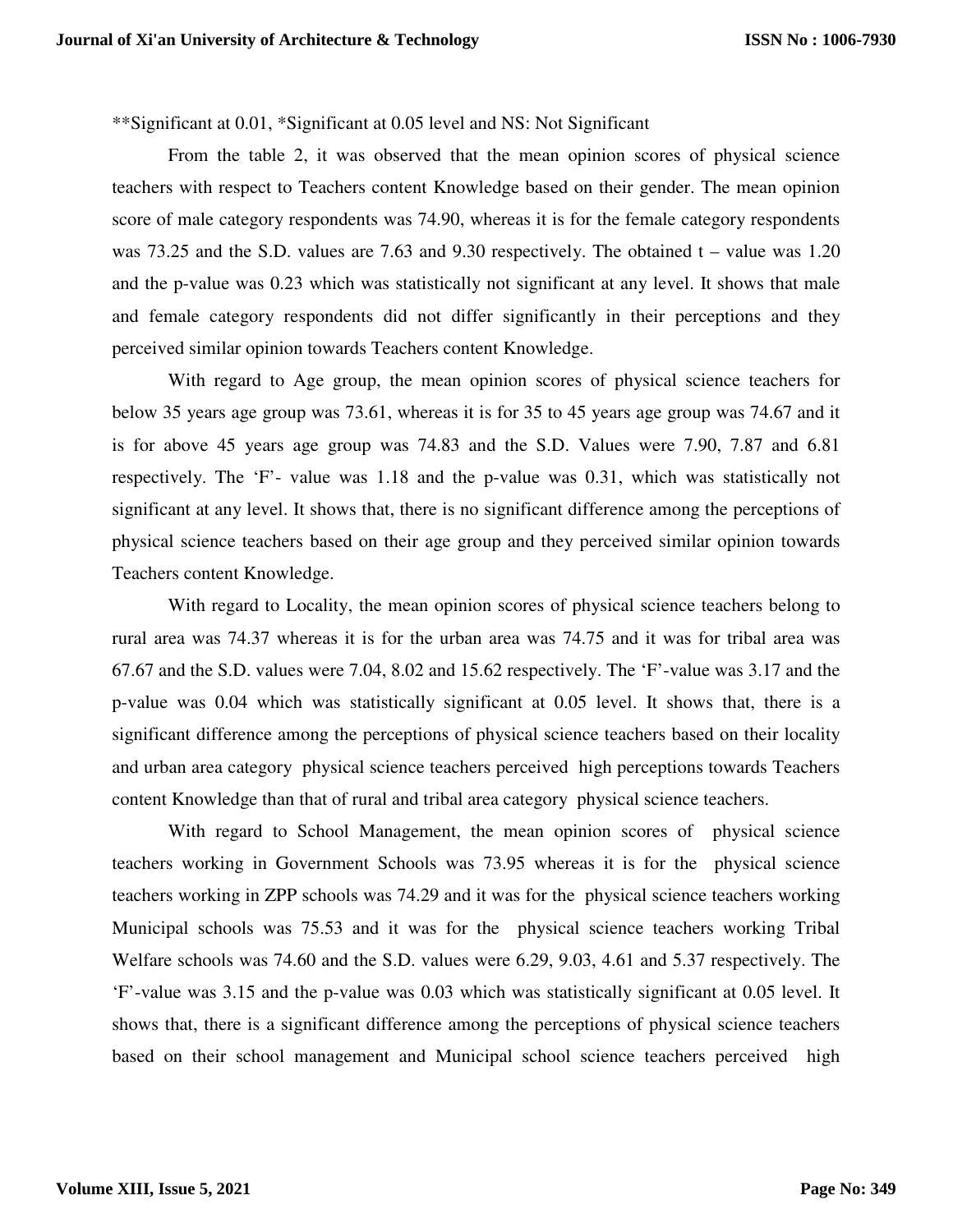**Significant at 0.01, *Significant at 0.05 level and NS: Not Significant

From the table 2, it was observed that the mean opinion scores of physical science teachers with respect to Teachers content Knowledge based on their gender. The mean opinion score of male category respondents was 74.90, whereas it is for the female category respondents was 73.25 and the S.D. values are 7.63 and 9.30 respectively. The obtained t – value was 1.20 and the p-value was 0.23 which was statistically not significant at any level. It shows that male and female category respondents did not differ significantly in their perceptions and they perceived similar opinion towards Teachers content Knowledge.

With regard to Age group, the mean opinion scores of physical science teachers for below 35 years age group was 73.61, whereas it is for 35 to 45 years age group was 74.67 and it is for above 45 years age group was 74.83 and the S.D. Values were 7.90, 7.87 and 6.81 respectively. The 'F'- value was 1.18 and the p-value was 0.31, which was statistically not significant at any level. It shows that, there is no significant difference among the perceptions of physical science teachers based on their age group and they perceived similar opinion towards Teachers content Knowledge.

With regard to Locality, the mean opinion scores of physical science teachers belong to rural area was 74.37 whereas it is for the urban area was 74.75 and it was for tribal area was 67.67 and the S.D. values were 7.04, 8.02 and 15.62 respectively. The 'F'-value was 3.17 and the p-value was 0.04 which was statistically significant at 0.05 level. It shows that, there is a significant difference among the perceptions of physical science teachers based on their locality and urban area category physical science teachers perceived high perceptions towards Teachers content Knowledge than that of rural and tribal area category physical science teachers.

With regard to School Management, the mean opinion scores of physical science teachers working in Government Schools was 73.95 whereas it is for the physical science teachers working in ZPP schools was 74.29 and it was for the physical science teachers working Municipal schools was 75.53 and it was for the physical science teachers working Tribal Welfare schools was 74.60 and the S.D. values were 6.29, 9.03, 4.61 and 5.37 respectively. The 'F'-value was 3.15 and the p-value was 0.03 which was statistically significant at 0.05 level. It shows that, there is a significant difference among the perceptions of physical science teachers based on their school management and Municipal school science teachers perceived high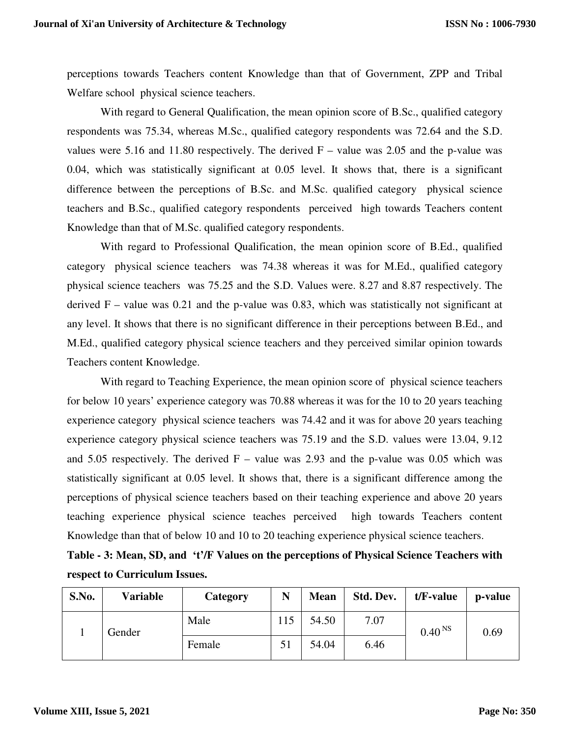perceptions towards Teachers content Knowledge than that of Government, ZPP and Tribal Welfare school physical science teachers.

With regard to General Qualification, the mean opinion score of B.Sc., qualified category respondents was 75.34, whereas M.Sc., qualified category respondents was 72.64 and the S.D. values were 5.16 and 11.80 respectively. The derived F – value was 2.05 and the p-value was 0.04, which was statistically significant at 0.05 level. It shows that, there is a significant difference between the perceptions of B.Sc. and M.Sc. qualified category physical science teachers and B.Sc., qualified category respondents perceived high towards Teachers content Knowledge than that of M.Sc. qualified category respondents.

With regard to Professional Qualification, the mean opinion score of B.Ed., qualified category physical science teachers was 74.38 whereas it was for M.Ed., qualified category physical science teachers was 75.25 and the S.D. Values were. 8.27 and 8.87 respectively. The derived F – value was 0.21 and the p-value was 0.83, which was statistically not significant at any level. It shows that there is no significant difference in their perceptions between B.Ed., and M.Ed., qualified category physical science teachers and they perceived similar opinion towards Teachers content Knowledge.

With regard to Teaching Experience, the mean opinion score of physical science teachers for below 10 years' experience category was 70.88 whereas it was for the 10 to 20 years teaching experience category physical science teachers was 74.42 and it was for above 20 years teaching experience category physical science teachers was 75.19 and the S.D. values were 13.04, 9.12 and 5.05 respectively. The derived F – value was 2.93 and the p-value was 0.05 which was statistically significant at 0.05 level. It shows that, there is a significant difference among the perceptions of physical science teachers based on their teaching experience and above 20 years teaching experience physical science teaches perceived high towards Teachers content Knowledge than that of below 10 and 10 to 20 teaching experience physical science teachers.

**Table - 3: Mean, SD, and 't'/F Values on the perceptions of Physical Science Teachers with respect to Curriculum Issues.**

| S.No. | Variable | Category | N | Mean | Std. Dev. | t/F-value | p-value |
|---|---|---|---|---|---|---|---|
| 1 | Gender | Male | 115 | 54.50 | 7.07 | $0.40^{NS}$ | 0.69 |
| | | Female | 51 | 54.04 | 6.46 | | |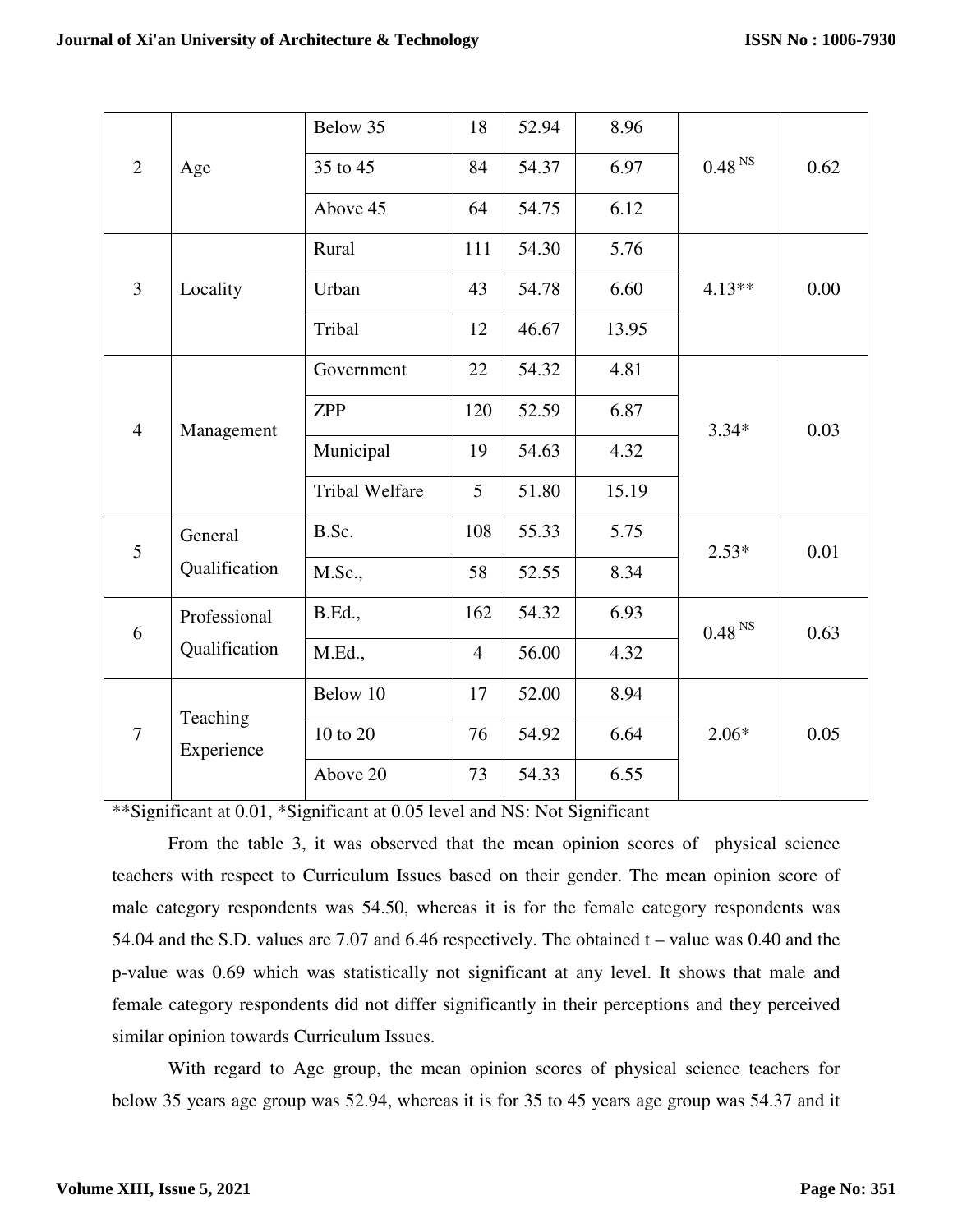| 2 | Age | Below 35 | 18 | 52.94 | 8.96 | 0.48 NS | 0.62 |
|---|---|---|---|---|---|---|---|
| | | 35 to 45 | 84 | 54.37 | 6.97 | | |
| | | Above 45 | 64 | 54.75 | 6.12 | | |
| 3 | Locality | Rural | 111 | 54.30 | 5.76 | 4.13** | 0.00 |
| | | Urban | 43 | 54.78 | 6.60 | | |
| | | Tribal | 12 | 46.67 | 13.95 | | |
| 4 | Management | Government | 22 | 54.32 | 4.81 | 3.34* | 0.03 |
| | | ZPP | 120 | 52.59 | 6.87 | | |
| | | Municipal | 19 | 54.63 | 4.32 | | |
| | | Tribal Welfare | 5 | 51.80 | 15.19 | | |
| 5 | General Qualification | B.Sc. | 108 | 55.33 | 5.75 | 2.53* | 0.01 |
| | | M.Sc., | 58 | 52.55 | 8.34 | | |
| 6 | Professional Qualification | B.Ed., | 162 | 54.32 | 6.93 | 0.48 NS | 0.63 |
| | | M.Ed., | 4 | 56.00 | 4.32 | | |
| 7 | Teaching Experience | Below 10 | 17 | 52.00 | 8.94 | 2.06* | 0.05 |
| | | 10 to 20 | 76 | 54.92 | 6.64 | | |
| | | Above 20 | 73 | 54.33 | 6.55 | | |

**Significant at 0.01, *Significant at 0.05 level and NS: Not Significant

From the table 3, it was observed that the mean opinion scores of physical science teachers with respect to Curriculum Issues based on their gender. The mean opinion score of male category respondents was 54.50, whereas it is for the female category respondents was 54.04 and the S.D. values are 7.07 and 6.46 respectively. The obtained t – value was 0.40 and the p-value was 0.69 which was statistically not significant at any level. It shows that male and female category respondents did not differ significantly in their perceptions and they perceived similar opinion towards Curriculum Issues.

With regard to Age group, the mean opinion scores of physical science teachers for below 35 years age group was 52.94, whereas it is for 35 to 45 years age group was 54.37 and it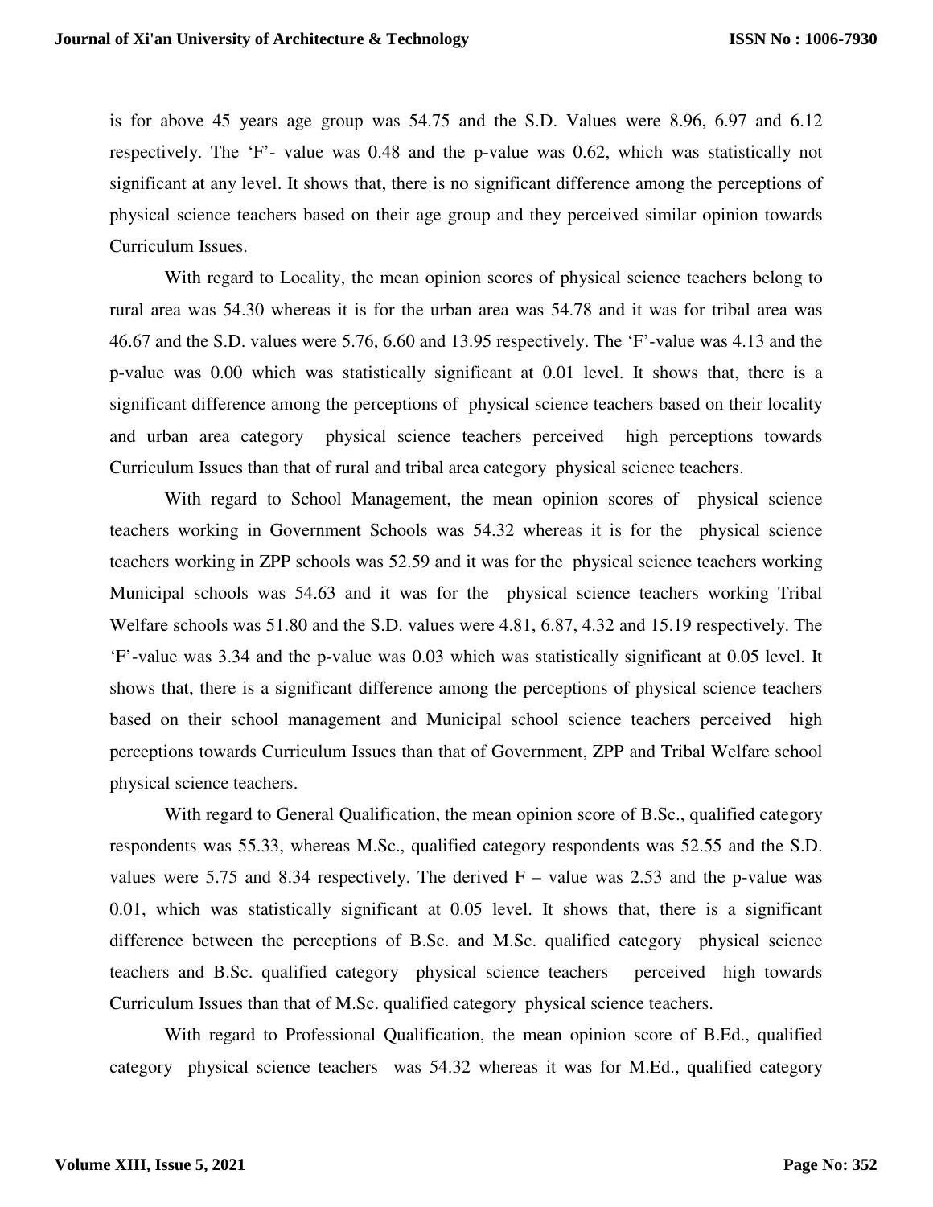is for above 45 years age group was 54.75 and the S.D. Values were 8.96, 6.97 and 6.12 respectively. The 'F'- value was 0.48 and the p-value was 0.62, which was statistically not significant at any level. It shows that, there is no significant difference among the perceptions of physical science teachers based on their age group and they perceived similar opinion towards Curriculum Issues.

With regard to Locality, the mean opinion scores of physical science teachers belong to rural area was 54.30 whereas it is for the urban area was 54.78 and it was for tribal area was 46.67 and the S.D. values were 5.76, 6.60 and 13.95 respectively. The 'F'-value was 4.13 and the p-value was 0.00 which was statistically significant at 0.01 level. It shows that, there is a significant difference among the perceptions of physical science teachers based on their locality and urban area category physical science teachers perceived high perceptions towards Curriculum Issues than that of rural and tribal area category physical science teachers.

With regard to School Management, the mean opinion scores of physical science teachers working in Government Schools was 54.32 whereas it is for the physical science teachers working in ZPP schools was 52.59 and it was for the physical science teachers working Municipal schools was 54.63 and it was for the physical science teachers working Tribal Welfare schools was 51.80 and the S.D. values were 4.81, 6.87, 4.32 and 15.19 respectively. The 'F'-value was 3.34 and the p-value was 0.03 which was statistically significant at 0.05 level. It shows that, there is a significant difference among the perceptions of physical science teachers based on their school management and Municipal school science teachers perceived high perceptions towards Curriculum Issues than that of Government, ZPP and Tribal Welfare school physical science teachers.

With regard to General Qualification, the mean opinion score of B.Sc., qualified category respondents was 55.33, whereas M.Sc., qualified category respondents was 52.55 and the S.D. values were 5.75 and 8.34 respectively. The derived F – value was 2.53 and the p-value was 0.01, which was statistically significant at 0.05 level. It shows that, there is a significant difference between the perceptions of B.Sc. and M.Sc. qualified category physical science teachers and B.Sc. qualified category physical science teachers perceived high towards Curriculum Issues than that of M.Sc. qualified category physical science teachers.

With regard to Professional Qualification, the mean opinion score of B.Ed., qualified category physical science teachers was 54.32 whereas it was for M.Ed., qualified category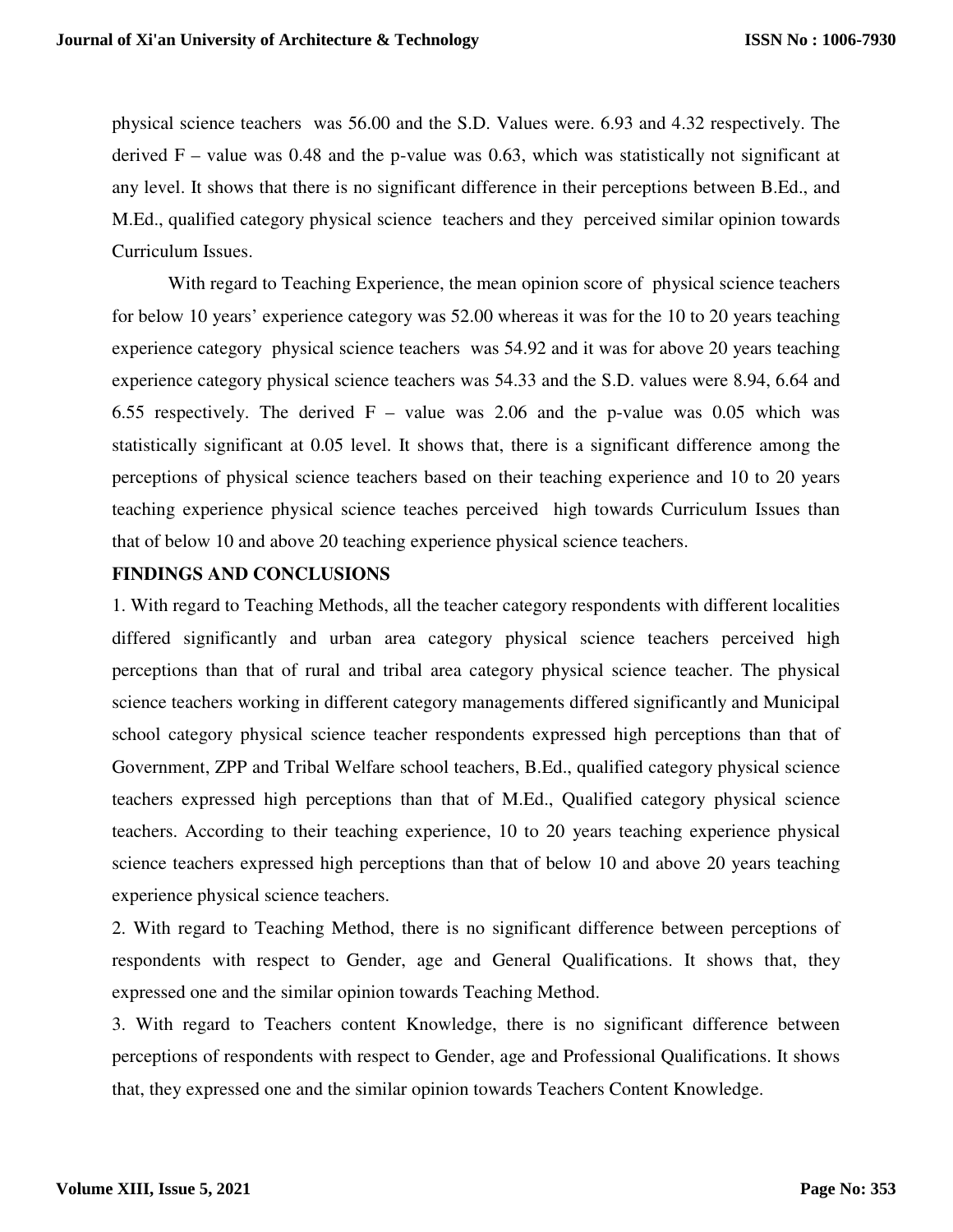physical science teachers was 56.00 and the S.D. Values were. 6.93 and 4.32 respectively. The derived F – value was 0.48 and the p-value was 0.63, which was statistically not significant at any level. It shows that there is no significant difference in their perceptions between B.Ed., and M.Ed., qualified category physical science teachers and they perceived similar opinion towards Curriculum Issues.

With regard to Teaching Experience, the mean opinion score of physical science teachers for below 10 years' experience category was 52.00 whereas it was for the 10 to 20 years teaching experience category physical science teachers was 54.92 and it was for above 20 years teaching experience category physical science teachers was 54.33 and the S.D. values were 8.94, 6.64 and 6.55 respectively. The derived F – value was 2.06 and the p-value was 0.05 which was statistically significant at 0.05 level. It shows that, there is a significant difference among the perceptions of physical science teachers based on their teaching experience and 10 to 20 years teaching experience physical science teaches perceived high towards Curriculum Issues than that of below 10 and above 20 teaching experience physical science teachers.

**FINDINGS AND CONCLUSIONS**

1. With regard to Teaching Methods, all the teacher category respondents with different localities differed significantly and urban area category physical science teachers perceived high perceptions than that of rural and tribal area category physical science teacher. The physical science teachers working in different category managements differed significantly and Municipal school category physical science teacher respondents expressed high perceptions than that of Government, ZPP and Tribal Welfare school teachers, B.Ed., qualified category physical science teachers expressed high perceptions than that of M.Ed., Qualified category physical science teachers. According to their teaching experience, 10 to 20 years teaching experience physical science teachers expressed high perceptions than that of below 10 and above 20 years teaching experience physical science teachers.

2. With regard to Teaching Method, there is no significant difference between perceptions of respondents with respect to Gender, age and General Qualifications. It shows that, they expressed one and the similar opinion towards Teaching Method.

3. With regard to Teachers content Knowledge, there is no significant difference between perceptions of respondents with respect to Gender, age and Professional Qualifications. It shows that, they expressed one and the similar opinion towards Teachers Content Knowledge.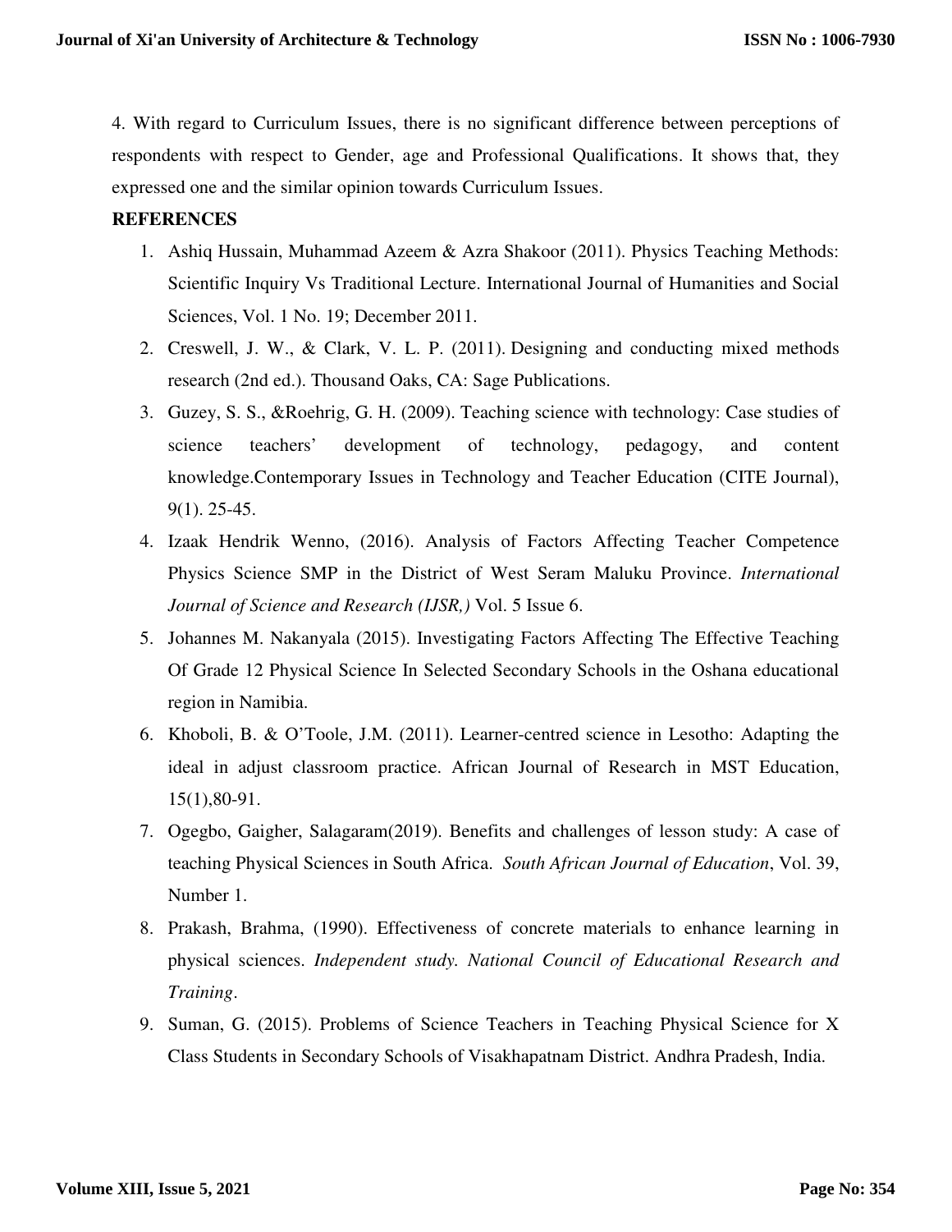4. With regard to Curriculum Issues, there is no significant difference between perceptions of respondents with respect to Gender, age and Professional Qualifications. It shows that, they expressed one and the similar opinion towards Curriculum Issues.

## REFERENCES

1. Ashiq Hussain, Muhammad Azeem & Azra Shakoor (2011). Physics Teaching Methods: Scientific Inquiry Vs Traditional Lecture. International Journal of Humanities and Social Sciences, Vol. 1 No. 19; December 2011.
2. Creswell, J. W., & Clark, V. L. P. (2011). Designing and conducting mixed methods research (2nd ed.). Thousand Oaks, CA: Sage Publications.
3. Guzey, S. S., &Roehrig, G. H. (2009). Teaching science with technology: Case studies of science teachers' development of technology, pedagogy, and content knowledge.Contemporary Issues in Technology and Teacher Education (CITE Journal), 9(1). 25-45.
4. Izaak Hendrik Wenno, (2016). Analysis of Factors Affecting Teacher Competence Physics Science SMP in the District of West Seram Maluku Province. *International Journal of Science and Research (IJSR,)* Vol. 5 Issue 6.
5. Johannes M. Nakanyala (2015). Investigating Factors Affecting The Effective Teaching Of Grade 12 Physical Science In Selected Secondary Schools in the Oshana educational region in Namibia.
6. Khoboli, B. & O'Toole, J.M. (2011). Learner-centred science in Lesotho: Adapting the ideal in adjust classroom practice. African Journal of Research in MST Education, 15(1),80-91.
7. Ogegbo, Gaigher, Salagaram(2019). Benefits and challenges of lesson study: A case of teaching Physical Sciences in South Africa. *South African Journal of Education*, Vol. 39, Number 1.
8. Prakash, Brahma, (1990). Effectiveness of concrete materials to enhance learning in physical sciences. *Independent study. National Council of Educational Research and Training*.
9. Suman, G. (2015). Problems of Science Teachers in Teaching Physical Science for X Class Students in Secondary Schools of Visakhapatnam District. Andhra Pradesh, India.